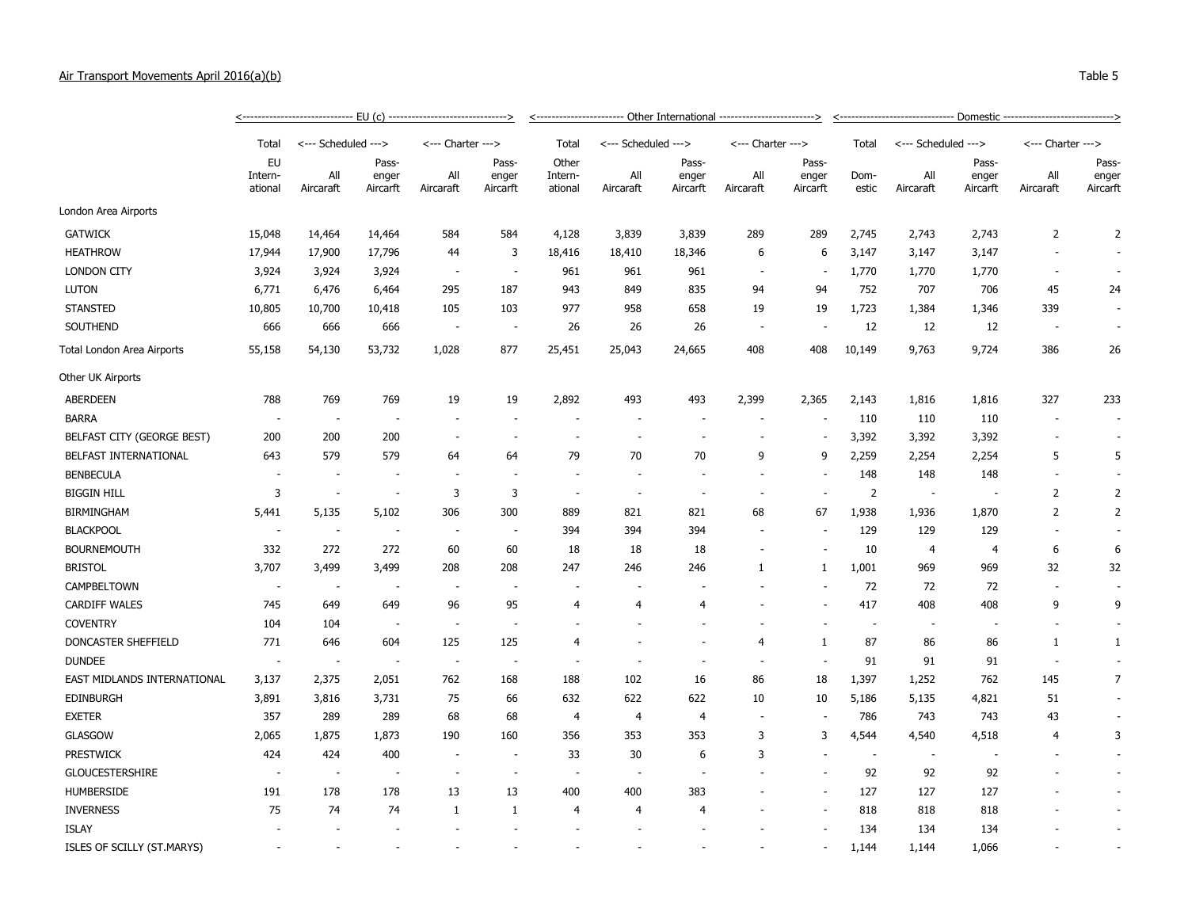Air Transport Movements April 2016(a)(b)

Table 5

| | EU (c) | | | | | Other International | | | | | Domestic | | | | |
|---|---|---|---|---|---|---|---|---|---|---|---|---|---|---|---|
| | Total | Scheduled | | Charter | | Total | Scheduled | | Charter | | Total | Scheduled | | Charter | |
| | EU Intern-ational | All Aircaraft | Pass-enger Aircarft | All Aircaraft | Pass-enger Aircarft | Other Intern-ational | All Aircaraft | Pass-enger Aircarft | All Aircaraft | Pass-enger Aircarft | Dom-estic | All Aircaraft | Pass-enger Aircarft | All Aircaraft | Pass-enger Aircarft |
| London Area Airports | | | | | | | | | | | | | | | |
| GATWICK | 15,048 | 14,464 | 14,464 | 584 | 584 | 4,128 | 3,839 | 3,839 | 289 | 289 | 2,745 | 2,743 | 2,743 | 2 | 2 |
| HEATHROW | 17,944 | 17,900 | 17,796 | 44 | 3 | 18,416 | 18,410 | 18,346 | 6 | 6 | 3,147 | 3,147 | 3,147 | - | - |
| LONDON CITY | 3,924 | 3,924 | 3,924 | - | - | 961 | 961 | 961 | - | - | 1,770 | 1,770 | 1,770 | - | - |
| LUTON | 6,771 | 6,476 | 6,464 | 295 | 187 | 943 | 849 | 835 | 94 | 94 | 752 | 707 | 706 | 45 | 24 |
| STANSTED | 10,805 | 10,700 | 10,418 | 105 | 103 | 977 | 958 | 658 | 19 | 19 | 1,723 | 1,384 | 1,346 | 339 | - |
| SOUTHEND | 666 | 666 | 666 | - | - | 26 | 26 | 26 | - | - | 12 | 12 | 12 | - | - |
| Total London Area Airports | 55,158 | 54,130 | 53,732 | 1,028 | 877 | 25,451 | 25,043 | 24,665 | 408 | 408 | 10,149 | 9,763 | 9,724 | 386 | 26 |
| Other UK Airports | | | | | | | | | | | | | | | |
| ABERDEEN | 788 | 769 | 769 | 19 | 19 | 2,892 | 493 | 493 | 2,399 | 2,365 | 2,143 | 1,816 | 1,816 | 327 | 233 |
| BARRA | - | - | - | - | - | - | - | - | - | - | 110 | 110 | 110 | - | - |
| BELFAST CITY (GEORGE BEST) | 200 | 200 | 200 | - | - | - | - | - | - | - | 3,392 | 3,392 | 3,392 | - | - |
| BELFAST INTERNATIONAL | 643 | 579 | 579 | 64 | 64 | 79 | 70 | 70 | 9 | 9 | 2,259 | 2,254 | 2,254 | 5 | 5 |
| BENBECULA | - | - | - | - | - | - | - | - | - | - | 148 | 148 | 148 | - | - |
| BIGGIN HILL | 3 | - | - | 3 | 3 | - | - | - | - | - | 2 | - | - | 2 | 2 |
| BIRMINGHAM | 5,441 | 5,135 | 5,102 | 306 | 300 | 889 | 821 | 821 | 68 | 67 | 1,938 | 1,936 | 1,870 | 2 | 2 |
| BLACKPOOL | - | - | - | - | - | 394 | 394 | 394 | - | - | 129 | 129 | 129 | - | - |
| BOURNEMOUTH | 332 | 272 | 272 | 60 | 60 | 18 | 18 | 18 | - | - | 10 | 4 | 4 | 6 | 6 |
| BRISTOL | 3,707 | 3,499 | 3,499 | 208 | 208 | 247 | 246 | 246 | 1 | 1 | 1,001 | 969 | 969 | 32 | 32 |
| CAMPBELTOWN | - | - | - | - | - | - | - | - | - | - | 72 | 72 | 72 | - | - |
| CARDIFF WALES | 745 | 649 | 649 | 96 | 95 | 4 | 4 | 4 | - | - | 417 | 408 | 408 | 9 | 9 |
| COVENTRY | 104 | 104 | - | - | - | - | - | - | - | - | - | - | - | - | - |
| DONCASTER SHEFFIELD | 771 | 646 | 604 | 125 | 125 | 4 | - | - | 4 | 1 | 87 | 86 | 86 | 1 | 1 |
| DUNDEE | - | - | - | - | - | - | - | - | - | - | 91 | 91 | 91 | - | - |
| EAST MIDLANDS INTERNATIONAL | 3,137 | 2,375 | 2,051 | 762 | 168 | 188 | 102 | 16 | 86 | 18 | 1,397 | 1,252 | 762 | 145 | 7 |
| EDINBURGH | 3,891 | 3,816 | 3,731 | 75 | 66 | 632 | 622 | 622 | 10 | 10 | 5,186 | 5,135 | 4,821 | 51 | - |
| EXETER | 357 | 289 | 289 | 68 | 68 | 4 | 4 | 4 | - | - | 786 | 743 | 743 | 43 | - |
| GLASGOW | 2,065 | 1,875 | 1,873 | 190 | 160 | 356 | 353 | 353 | 3 | 3 | 4,544 | 4,540 | 4,518 | 4 | 3 |
| PRESTWICK | 424 | 424 | 400 | - | - | 33 | 30 | 6 | 3 | - | - | - | - | - | - |
| GLOUCESTERSHIRE | - | - | - | - | - | - | - | - | - | - | 92 | 92 | 92 | - | - |
| HUMBERSIDE | 191 | 178 | 178 | 13 | 13 | 400 | 400 | 383 | - | - | 127 | 127 | 127 | - | - |
| INVERNESS | 75 | 74 | 74 | 1 | 1 | 4 | 4 | 4 | - | - | 818 | 818 | 818 | - | - |
| ISLAY | - | - | - | - | - | - | - | - | - | - | 134 | 134 | 134 | - | - |
| ISLES OF SCILLY (ST.MARYS) | - | - | - | - | - | - | - | - | - | - | 1,144 | 1,144 | 1,066 | - | - |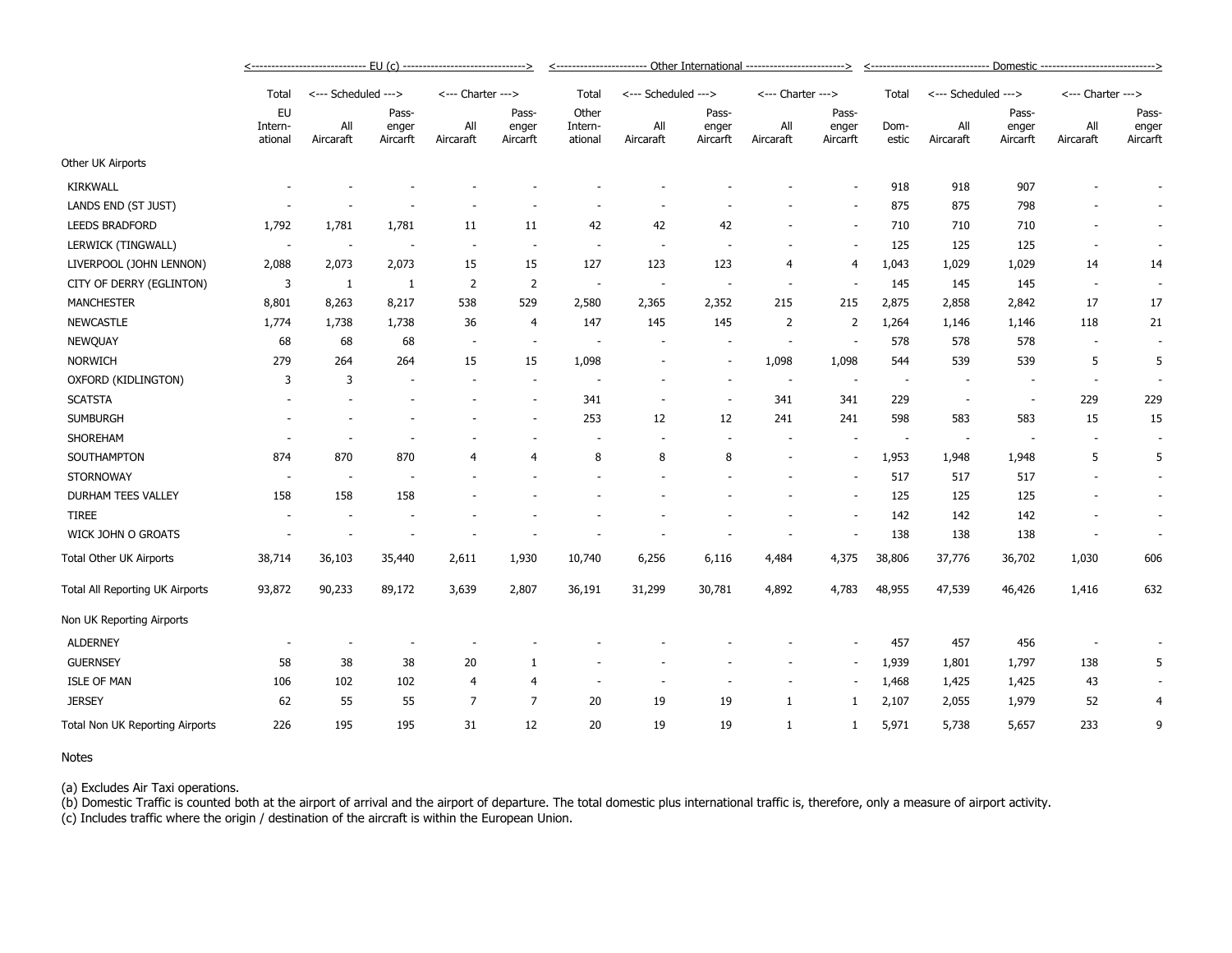| | EU (c) | | | | | Other International | | | | | Domestic | | | | |
|---|---|---|---|---|---|---|---|---|---|---|---|---|---|---|---|
| | Total | <--- Scheduled ---> | | <--- Charter ---> | | Total | <--- Scheduled ---> | | <--- Charter ---> | | Total | <--- Scheduled ---> | | <--- Charter ---> | |
| | EU Intern-ational | All Aircaraft | Pass-enger Aircarft | All Aircaraft | Pass-enger Aircarft | Other Intern-ational | All Aircaraft | Pass-enger Aircarft | All Aircaraft | Pass-enger Aircarft | Dom-estic | All Aircaraft | Pass-enger Aircarft | All Aircaraft | Pass-enger Aircarft |
| Other UK Airports | | | | | | | | | | | | | | | |
| KIRKWALL | - | - | - | - | - | - | - | - | - | - | 918 | 918 | 907 | - | - |
| LANDS END (ST JUST) | - | - | - | - | - | - | - | - | - | - | 875 | 875 | 798 | - | - |
| LEEDS BRADFORD | 1,792 | 1,781 | 1,781 | 11 | 11 | 42 | 42 | 42 | - | - | 710 | 710 | 710 | - | - |
| LERWICK (TINGWALL) | - | - | - | - | - | - | - | - | - | - | 125 | 125 | 125 | - | - |
| LIVERPOOL (JOHN LENNON) | 2,088 | 2,073 | 2,073 | 15 | 15 | 127 | 123 | 123 | 4 | 4 | 1,043 | 1,029 | 1,029 | 14 | 14 |
| CITY OF DERRY (EGLINTON) | 3 | 1 | 1 | 2 | 2 | - | - | - | - | - | 145 | 145 | 145 | - | - |
| MANCHESTER | 8,801 | 8,263 | 8,217 | 538 | 529 | 2,580 | 2,365 | 2,352 | 215 | 215 | 2,875 | 2,858 | 2,842 | 17 | 17 |
| NEWCASTLE | 1,774 | 1,738 | 1,738 | 36 | 4 | 147 | 145 | 145 | 2 | 2 | 1,264 | 1,146 | 1,146 | 118 | 21 |
| NEWQUAY | 68 | 68 | 68 | - | - | - | - | - | - | - | 578 | 578 | 578 | - | - |
| NORWICH | 279 | 264 | 264 | 15 | 15 | 1,098 | - | - | 1,098 | 1,098 | 544 | 539 | 539 | 5 | 5 |
| OXFORD (KIDLINGTON) | 3 | 3 | - | - | - | - | - | - | - | - | - | - | - | - | - |
| SCATSTA | - | - | - | - | - | 341 | - | - | 341 | 341 | 229 | - | - | 229 | 229 |
| SUMBURGH | - | - | - | - | - | 253 | 12 | 12 | 241 | 241 | 598 | 583 | 583 | 15 | 15 |
| SHOREHAM | - | - | - | - | - | - | - | - | - | - | - | - | - | - | - |
| SOUTHAMPTON | 874 | 870 | 870 | 4 | 4 | 8 | 8 | 8 | - | - | 1,953 | 1,948 | 1,948 | 5 | 5 |
| STORNOWAY | - | - | - | - | - | - | - | - | - | - | 517 | 517 | 517 | - | - |
| DURHAM TEES VALLEY | 158 | 158 | 158 | - | - | - | - | - | - | - | 125 | 125 | 125 | - | - |
| TIREE | - | - | - | - | - | - | - | - | - | - | 142 | 142 | 142 | - | - |
| WICK JOHN O GROATS | - | - | - | - | - | - | - | - | - | - | 138 | 138 | 138 | - | - |
| Total Other UK Airports | 38,714 | 36,103 | 35,440 | 2,611 | 1,930 | 10,740 | 6,256 | 6,116 | 4,484 | 4,375 | 38,806 | 37,776 | 36,702 | 1,030 | 606 |
| Total All Reporting UK Airports | 93,872 | 90,233 | 89,172 | 3,639 | 2,807 | 36,191 | 31,299 | 30,781 | 4,892 | 4,783 | 48,955 | 47,539 | 46,426 | 1,416 | 632 |
| Non UK Reporting Airports | | | | | | | | | | | | | | | |
| ALDERNEY | - | - | - | - | - | - | - | - | - | - | 457 | 457 | 456 | - | - |
| GUERNSEY | 58 | 38 | 38 | 20 | 1 | - | - | - | - | - | 1,939 | 1,801 | 1,797 | 138 | 5 |
| ISLE OF MAN | 106 | 102 | 102 | 4 | 4 | - | - | - | - | - | 1,468 | 1,425 | 1,425 | 43 | - |
| JERSEY | 62 | 55 | 55 | 7 | 7 | 20 | 19 | 19 | 1 | 1 | 2,107 | 2,055 | 1,979 | 52 | 4 |
| Total Non UK Reporting Airports | 226 | 195 | 195 | 31 | 12 | 20 | 19 | 19 | 1 | 1 | 5,971 | 5,738 | 5,657 | 233 | 9 |

Notes

(a) Excludes Air Taxi operations.
(b) Domestic Traffic is counted both at the airport of arrival and the airport of departure. The total domestic plus international traffic is, therefore, only a measure of airport activity.
(c) Includes traffic where the origin / destination of the aircraft is within the European Union.